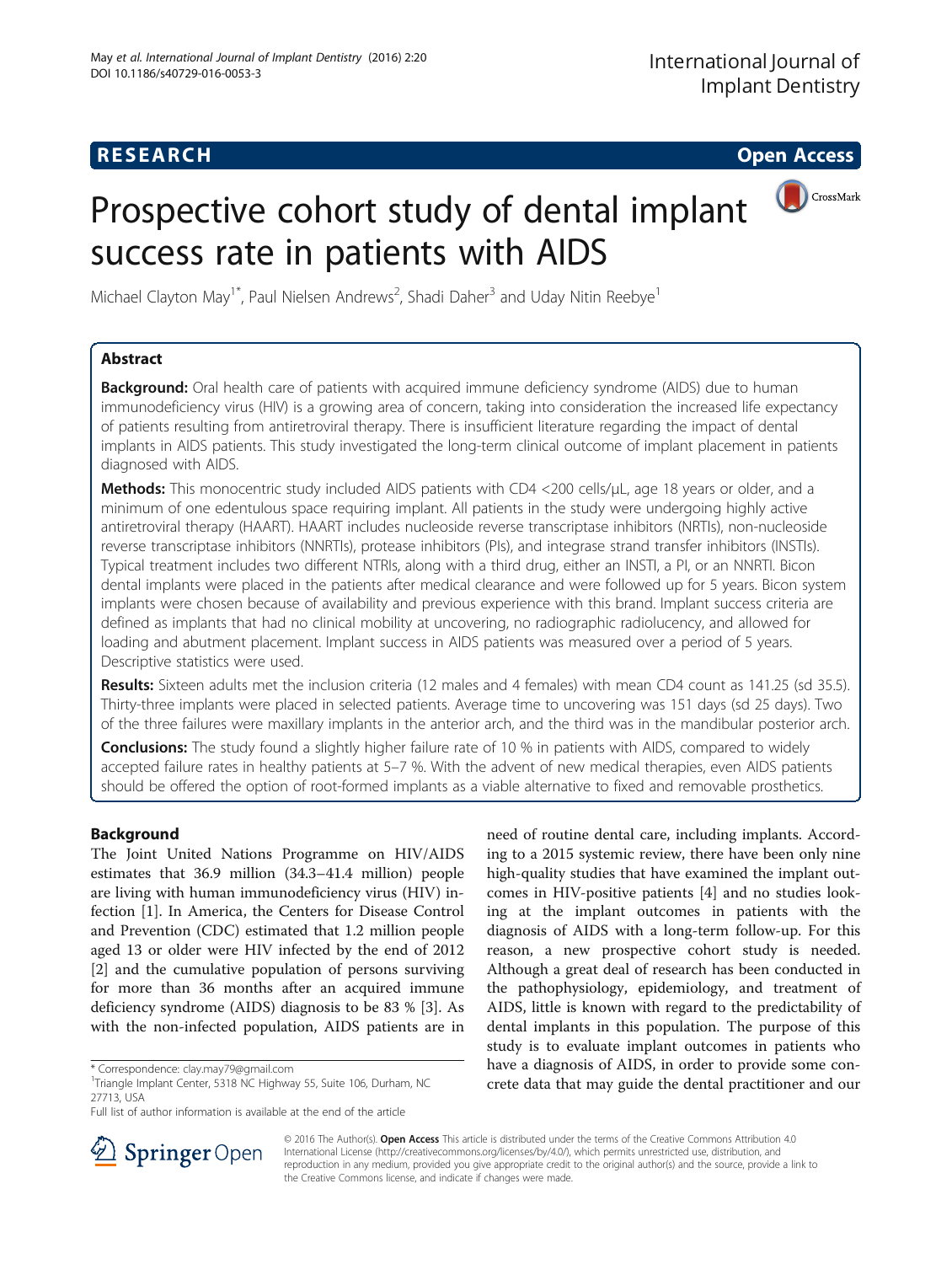**RESEARCH** **Open Access**

# Prospective cohort study of dental implant success rate in patients with AIDS

Michael Clayton May[1*], Paul Nielsen Andrews[2], Shadi Daher[3] and Uday Nitin Reebye[1]

## Abstract

**Background:** Oral health care of patients with acquired immune deficiency syndrome (AIDS) due to human immunodeficiency virus (HIV) is a growing area of concern, taking into consideration the increased life expectancy of patients resulting from antiretroviral therapy. There is insufficient literature regarding the impact of dental implants in AIDS patients. This study investigated the long-term clinical outcome of implant placement in patients diagnosed with AIDS.

**Methods:** This monocentric study included AIDS patients with CD4 <200 cells/μL, age 18 years or older, and a minimum of one edentulous space requiring implant. All patients in the study were undergoing highly active antiretroviral therapy (HAART). HAART includes nucleoside reverse transcriptase inhibitors (NRTIs), non-nucleoside reverse transcriptase inhibitors (NNRTIs), protease inhibitors (PIs), and integrase strand transfer inhibitors (INSTIs). Typical treatment includes two different NTRIs, along with a third drug, either an INSTI, a PI, or an NNRTI. Bicon dental implants were placed in the patients after medical clearance and were followed up for 5 years. Bicon system implants were chosen because of availability and previous experience with this brand. Implant success criteria are defined as implants that had no clinical mobility at uncovering, no radiographic radiolucency, and allowed for loading and abutment placement. Implant success in AIDS patients was measured over a period of 5 years. Descriptive statistics were used.

**Results:** Sixteen adults met the inclusion criteria (12 males and 4 females) with mean CD4 count as 141.25 (sd 35.5). Thirty-three implants were placed in selected patients. Average time to uncovering was 151 days (sd 25 days). Two of the three failures were maxillary implants in the anterior arch, and the third was in the mandibular posterior arch.

**Conclusions:** The study found a slightly higher failure rate of 10 % in patients with AIDS, compared to widely accepted failure rates in healthy patients at 5–7 %. With the advent of new medical therapies, even AIDS patients should be offered the option of root-formed implants as a viable alternative to fixed and removable prosthetics.

## Background

The Joint United Nations Programme on HIV/AIDS estimates that 36.9 million (34.3–41.4 million) people are living with human immunodeficiency virus (HIV) infection [1]. In America, the Centers for Disease Control and Prevention (CDC) estimated that 1.2 million people aged 13 or older were HIV infected by the end of 2012 [2] and the cumulative population of persons surviving for more than 36 months after an acquired immune deficiency syndrome (AIDS) diagnosis to be 83 % [3]. As with the non-infected population, AIDS patients are in need of routine dental care, including implants. According to a 2015 systemic review, there have been only nine high-quality studies that have examined the implant outcomes in HIV-positive patients [4] and no studies looking at the implant outcomes in patients with the diagnosis of AIDS with a long-term follow-up. For this reason, a new prospective cohort study is needed. Although a great deal of research has been conducted in the pathophysiology, epidemiology, and treatment of AIDS, little is known with regard to the predictability of dental implants in this population. The purpose of this study is to evaluate implant outcomes in patients who have a diagnosis of AIDS, in order to provide some concrete data that may guide the dental practitioner and our

\* Correspondence: clay.may79@gmail.com
[1]Triangle Implant Center, 5318 NC Highway 55, Suite 106, Durham, NC 27713, USA
Full list of author information is available at the end of the article

© 2016 The Author(s). **Open Access** This article is distributed under the terms of the Creative Commons Attribution 4.0 International License (http://creativecommons.org/licenses/by/4.0/), which permits unrestricted use, distribution, and reproduction in any medium, provided you give appropriate credit to the original author(s) and the source, provide a link to the Creative Commons license, and indicate if changes were made.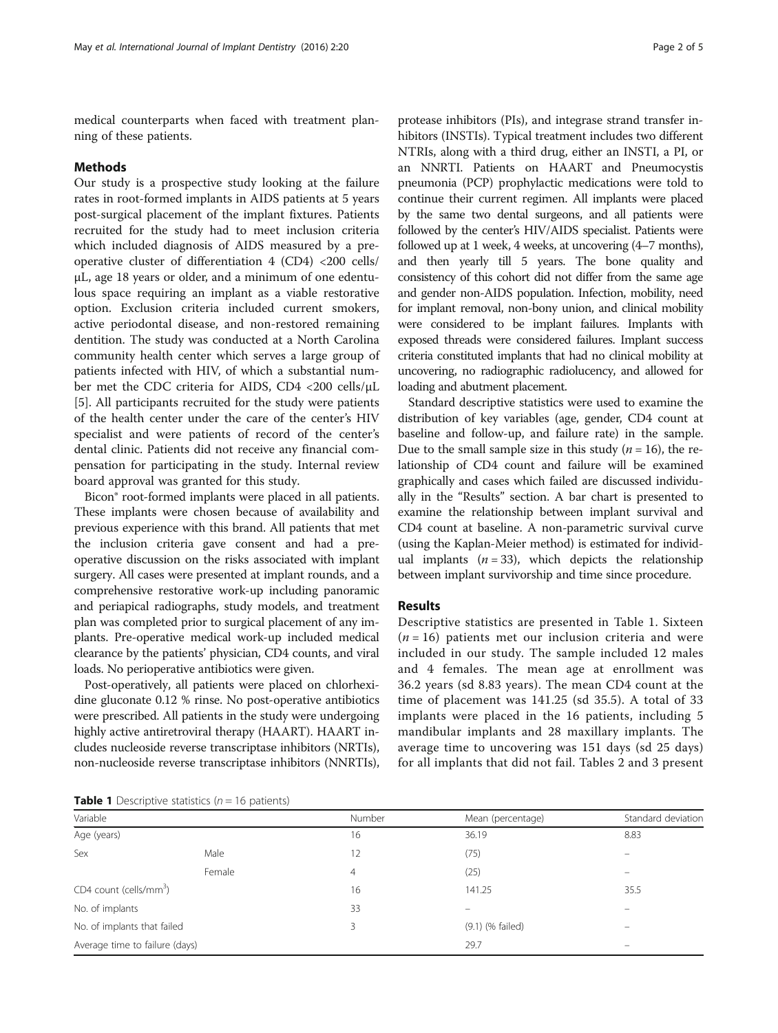medical counterparts when faced with treatment planning of these patients.

## Methods

Our study is a prospective study looking at the failure rates in root-formed implants in AIDS patients at 5 years post-surgical placement of the implant fixtures. Patients recruited for the study had to meet inclusion criteria which included diagnosis of AIDS measured by a pre-operative cluster of differentiation 4 (CD4) <200 cells/μL, age 18 years or older, and a minimum of one edentulous space requiring an implant as a viable restorative option. Exclusion criteria included current smokers, active periodontal disease, and non-restored remaining dentition. The study was conducted at a North Carolina community health center which serves a large group of patients infected with HIV, of which a substantial number met the CDC criteria for AIDS, CD4 <200 cells/μL [5]. All participants recruited for the study were patients of the health center under the care of the center's HIV specialist and were patients of record of the center's dental clinic. Patients did not receive any financial compensation for participating in the study. Internal review board approval was granted for this study.

Bicon® root-formed implants were placed in all patients. These implants were chosen because of availability and previous experience with this brand. All patients that met the inclusion criteria gave consent and had a pre-operative discussion on the risks associated with implant surgery. All cases were presented at implant rounds, and a comprehensive restorative work-up including panoramic and periapical radiographs, study models, and treatment plan was completed prior to surgical placement of any implants. Pre-operative medical work-up included medical clearance by the patients' physician, CD4 counts, and viral loads. No perioperative antibiotics were given.

Post-operatively, all patients were placed on chlorhexidine gluconate 0.12 % rinse. No post-operative antibiotics were prescribed. All patients in the study were undergoing highly active antiretroviral therapy (HAART). HAART includes nucleoside reverse transcriptase inhibitors (NRTIs), non-nucleoside reverse transcriptase inhibitors (NNRTIs), protease inhibitors (PIs), and integrase strand transfer inhibitors (INSTIs). Typical treatment includes two different NTRIs, along with a third drug, either an INSTI, a PI, or an NNRTI. Patients on HAART and Pneumocystis pneumonia (PCP) prophylactic medications were told to continue their current regimen. All implants were placed by the same two dental surgeons, and all patients were followed by the center's HIV/AIDS specialist. Patients were followed up at 1 week, 4 weeks, at uncovering (4–7 months), and then yearly till 5 years. The bone quality and consistency of this cohort did not differ from the same age and gender non-AIDS population. Infection, mobility, need for implant removal, non-bony union, and clinical mobility were considered to be implant failures. Implants with exposed threads were considered failures. Implant success criteria constituted implants that had no clinical mobility at uncovering, no radiographic radiolucency, and allowed for loading and abutment placement.

Standard descriptive statistics were used to examine the distribution of key variables (age, gender, CD4 count at baseline and follow-up, and failure rate) in the sample. Due to the small sample size in this study ($n = 16$), the relationship of CD4 count and failure will be examined graphically and cases which failed are discussed individually in the "Results" section. A bar chart is presented to examine the relationship between implant survival and CD4 count at baseline. A non-parametric survival curve (using the Kaplan-Meier method) is estimated for individual implants ($n = 33$), which depicts the relationship between implant survivorship and time since procedure.

## Results

Descriptive statistics are presented in Table 1. Sixteen ($n = 16$) patients met our inclusion criteria and were included in our study. The sample included 12 males and 4 females. The mean age at enrollment was 36.2 years (sd 8.83 years). The mean CD4 count at the time of placement was 141.25 (sd 35.5). A total of 33 implants were placed in the 16 patients, including 5 mandibular implants and 28 maxillary implants. The average time to uncovering was 151 days (sd 25 days) for all implants that did not fail. Tables 2 and 3 present

**Table 1** Descriptive statistics ($n = 16$ patients)

| Variable | | Number | Mean (percentage) | Standard deviation |
|---|---|---|---|---|
| Age (years) | | 16 | 36.19 | 8.83 |
| Sex | Male | 12 | (75) | – |
| | Female | 4 | (25) | – |
| CD4 count (cells/mm$^3$) | | 16 | 141.25 | 35.5 |
| No. of implants | | 33 | – | – |
| No. of implants that failed | | 3 | (9.1) (% failed) | – |
| Average time to failure (days) | | | 29.7 | – |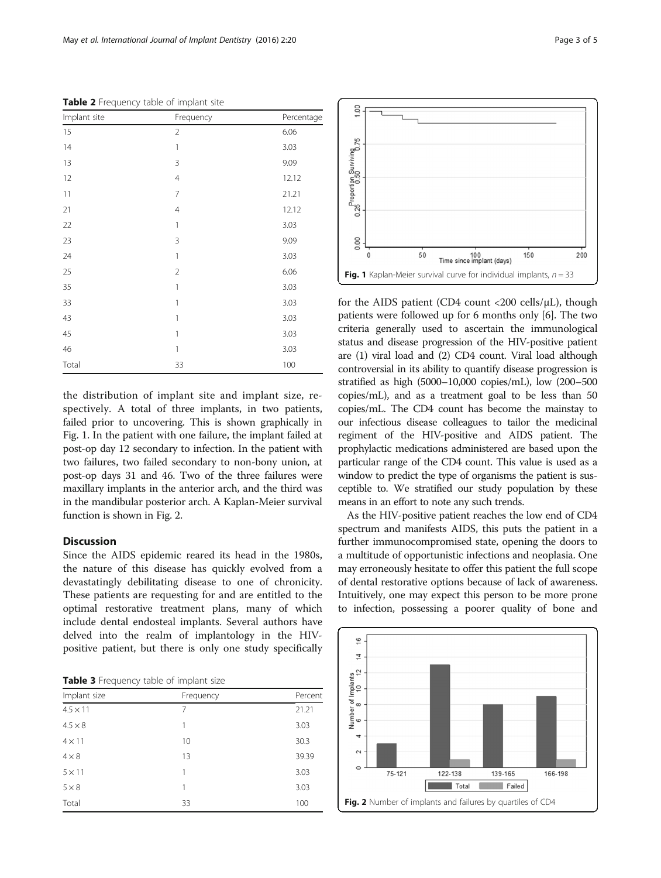**Table 2** Frequency table of implant site

| Implant site | Frequency | Percentage |
|---|---|---|
| 15 | 2 | 6.06 |
| 14 | 1 | 3.03 |
| 13 | 3 | 9.09 |
| 12 | 4 | 12.12 |
| 11 | 7 | 21.21 |
| 21 | 4 | 12.12 |
| 22 | 1 | 3.03 |
| 23 | 3 | 9.09 |
| 24 | 1 | 3.03 |
| 25 | 2 | 6.06 |
| 35 | 1 | 3.03 |
| 33 | 1 | 3.03 |
| 43 | 1 | 3.03 |
| 45 | 1 | 3.03 |
| 46 | 1 | 3.03 |
| Total | 33 | 100 |

the distribution of implant site and implant size, respectively. A total of three implants, in two patients, failed prior to uncovering. This is shown graphically in Fig. 1. In the patient with one failure, the implant failed at post-op day 12 secondary to infection. In the patient with two failures, two failed secondary to non-bony union, at post-op days 31 and 46. Two of the three failures were maxillary implants in the anterior arch, and the third was in the mandibular posterior arch. A Kaplan-Meier survival function is shown in Fig. 2.

## Discussion

Since the AIDS epidemic reared its head in the 1980s, the nature of this disease has quickly evolved from a devastatingly debilitating disease to one of chronicity. These patients are requesting for and are entitled to the optimal restorative treatment plans, many of which include dental endosteal implants. Several authors have delved into the realm of implantology in the HIV-positive patient, but there is only one study specifically for the AIDS patient (CD4 count <200 cells/μL), though patients were followed up for 6 months only [6]. The two criteria generally used to ascertain the immunological status and disease progression of the HIV-positive patient are (1) viral load and (2) CD4 count. Viral load although controversial in its ability to quantify disease progression is stratified as high (5000–10,000 copies/mL), low (200–500 copies/mL), and as a treatment goal to be less than 50 copies/mL. The CD4 count has become the mainstay to our infectious disease colleagues to tailor the medicinal regiment of the HIV-positive and AIDS patient. The prophylactic medications administered are based upon the particular range of the CD4 count. This value is used as a window to predict the type of organisms the patient is susceptible to. We stratified our study population by these means in an effort to note any such trends.

**Table 3** Frequency table of implant size

| Implant size | Frequency | Percent |
|---|---|---|
| 4.5 × 11 | 7 | 21.21 |
| 4.5 × 8 | 1 | 3.03 |
| 4 × 11 | 10 | 30.3 |
| 4 × 8 | 13 | 39.39 |
| 5 × 11 | 1 | 3.03 |
| 5 × 8 | 1 | 3.03 |
| Total | 33 | 100 |

**Fig. 1** Kaplan-Meier survival curve for individual implants, $n = 33$

As the HIV-positive patient reaches the low end of CD4 spectrum and manifests AIDS, this puts the patient in a further immunocompromised state, opening the doors to a multitude of opportunistic infections and neoplasia. One may erroneously hesitate to offer this patient the full scope of dental restorative options because of lack of awareness. Intuitively, one may expect this person to be more prone to infection, possessing a poorer quality of bone and

**Fig. 2** Number of implants and failures by quartiles of CD4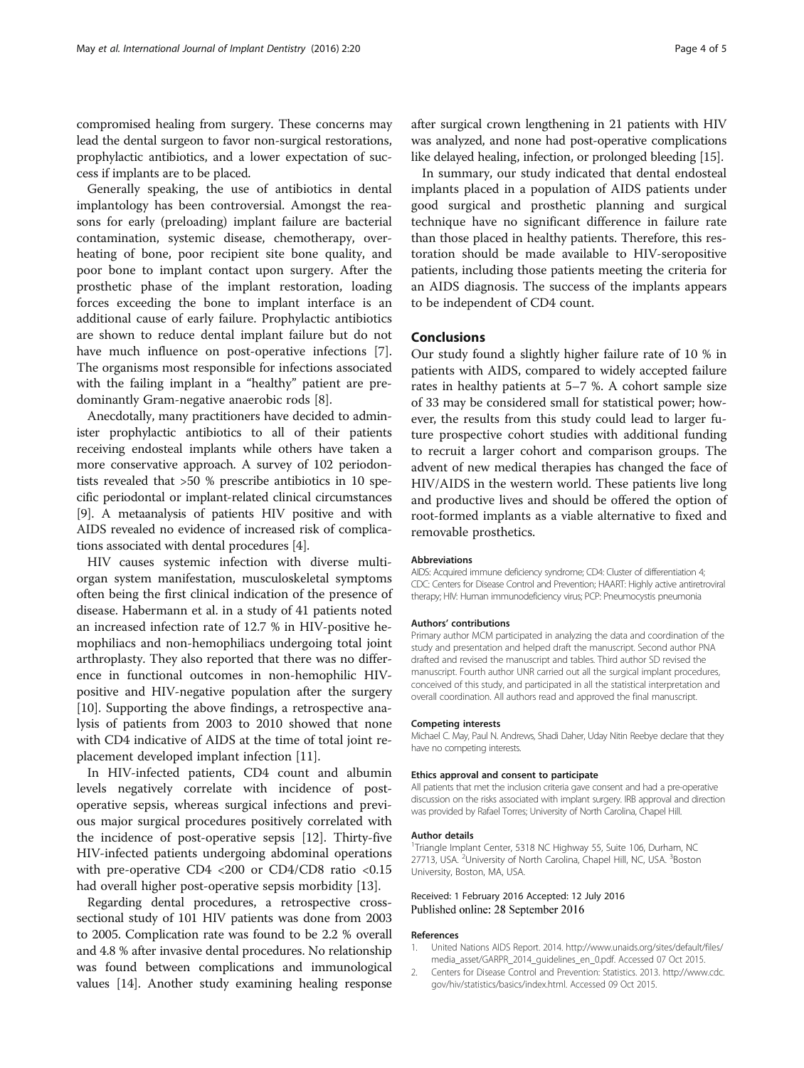compromised healing from surgery. These concerns may lead the dental surgeon to favor non-surgical restorations, prophylactic antibiotics, and a lower expectation of success if implants are to be placed.

Generally speaking, the use of antibiotics in dental implantology has been controversial. Amongst the reasons for early (preloading) implant failure are bacterial contamination, systemic disease, chemotherapy, overheating of bone, poor recipient site bone quality, and poor bone to implant contact upon surgery. After the prosthetic phase of the implant restoration, loading forces exceeding the bone to implant interface is an additional cause of early failure. Prophylactic antibiotics are shown to reduce dental implant failure but do not have much influence on post-operative infections [7]. The organisms most responsible for infections associated with the failing implant in a "healthy" patient are predominantly Gram-negative anaerobic rods [8].

Anecdotally, many practitioners have decided to administer prophylactic antibiotics to all of their patients receiving endosteal implants while others have taken a more conservative approach. A survey of 102 periodontists revealed that >50 % prescribe antibiotics in 10 specific periodontal or implant-related clinical circumstances [9]. A metaanalysis of patients HIV positive and with AIDS revealed no evidence of increased risk of complications associated with dental procedures [4].

HIV causes systemic infection with diverse multi-organ system manifestation, musculoskeletal symptoms often being the first clinical indication of the presence of disease. Habermann et al. in a study of 41 patients noted an increased infection rate of 12.7 % in HIV-positive hemophiliacs and non-hemophiliacs undergoing total joint arthroplasty. They also reported that there was no difference in functional outcomes in non-hemophilic HIV-positive and HIV-negative population after the surgery [10]. Supporting the above findings, a retrospective analysis of patients from 2003 to 2010 showed that none with CD4 indicative of AIDS at the time of total joint replacement developed implant infection [11].

In HIV-infected patients, CD4 count and albumin levels negatively correlate with incidence of post-operative sepsis, whereas surgical infections and previous major surgical procedures positively correlated with the incidence of post-operative sepsis [12]. Thirty-five HIV-infected patients undergoing abdominal operations with pre-operative CD4 <200 or CD4/CD8 ratio <0.15 had overall higher post-operative sepsis morbidity [13].

Regarding dental procedures, a retrospective cross-sectional study of 101 HIV patients was done from 2003 to 2005. Complication rate was found to be 2.2 % overall and 4.8 % after invasive dental procedures. No relationship was found between complications and immunological values [14]. Another study examining healing response after surgical crown lengthening in 21 patients with HIV was analyzed, and none had post-operative complications like delayed healing, infection, or prolonged bleeding [15].

In summary, our study indicated that dental endosteal implants placed in a population of AIDS patients under good surgical and prosthetic planning and surgical technique have no significant difference in failure rate than those placed in healthy patients. Therefore, this restoration should be made available to HIV-seropositive patients, including those patients meeting the criteria for an AIDS diagnosis. The success of the implants appears to be independent of CD4 count.

## Conclusions

Our study found a slightly higher failure rate of 10 % in patients with AIDS, compared to widely accepted failure rates in healthy patients at 5–7 %. A cohort sample size of 33 may be considered small for statistical power; however, the results from this study could lead to larger future prospective cohort studies with additional funding to recruit a larger cohort and comparison groups. The advent of new medical therapies has changed the face of HIV/AIDS in the western world. These patients live long and productive lives and should be offered the option of root-formed implants as a viable alternative to fixed and removable prosthetics.

#### Abbreviations

AIDS: Acquired immune deficiency syndrome; CD4: Cluster of differentiation 4; CDC: Centers for Disease Control and Prevention; HAART: Highly active antiretroviral therapy; HIV: Human immunodeficiency virus; PCP: Pneumocystis pneumonia

#### Authors' contributions

Primary author MCM participated in analyzing the data and coordination of the study and presentation and helped draft the manuscript. Second author PNA drafted and revised the manuscript and tables. Third author SD revised the manuscript. Fourth author UNR carried out all the surgical implant procedures, conceived of this study, and participated in all the statistical interpretation and overall coordination. All authors read and approved the final manuscript.

#### Competing interests

Michael C. May, Paul N. Andrews, Shadi Daher, Uday Nitin Reebye declare that they have no competing interests.

#### Ethics approval and consent to participate

All patients that met the inclusion criteria gave consent and had a pre-operative discussion on the risks associated with implant surgery. IRB approval and direction was provided by Rafael Torres; University of North Carolina, Chapel Hill.

#### Author details

[1]Triangle Implant Center, 5318 NC Highway 55, Suite 106, Durham, NC 27713, USA. [2]University of North Carolina, Chapel Hill, NC, USA. [3]Boston University, Boston, MA, USA.

Received: 1 February 2016 Accepted: 12 July 2016
Published online: 28 September 2016

#### References

1. United Nations AIDS Report. 2014. http://www.unaids.org/sites/default/files/media_asset/GARPR_2014_guidelines_en_0.pdf. Accessed 07 Oct 2015.
2. Centers for Disease Control and Prevention: Statistics. 2013. http://www.cdc.gov/hiv/statistics/basics/index.html. Accessed 09 Oct 2015.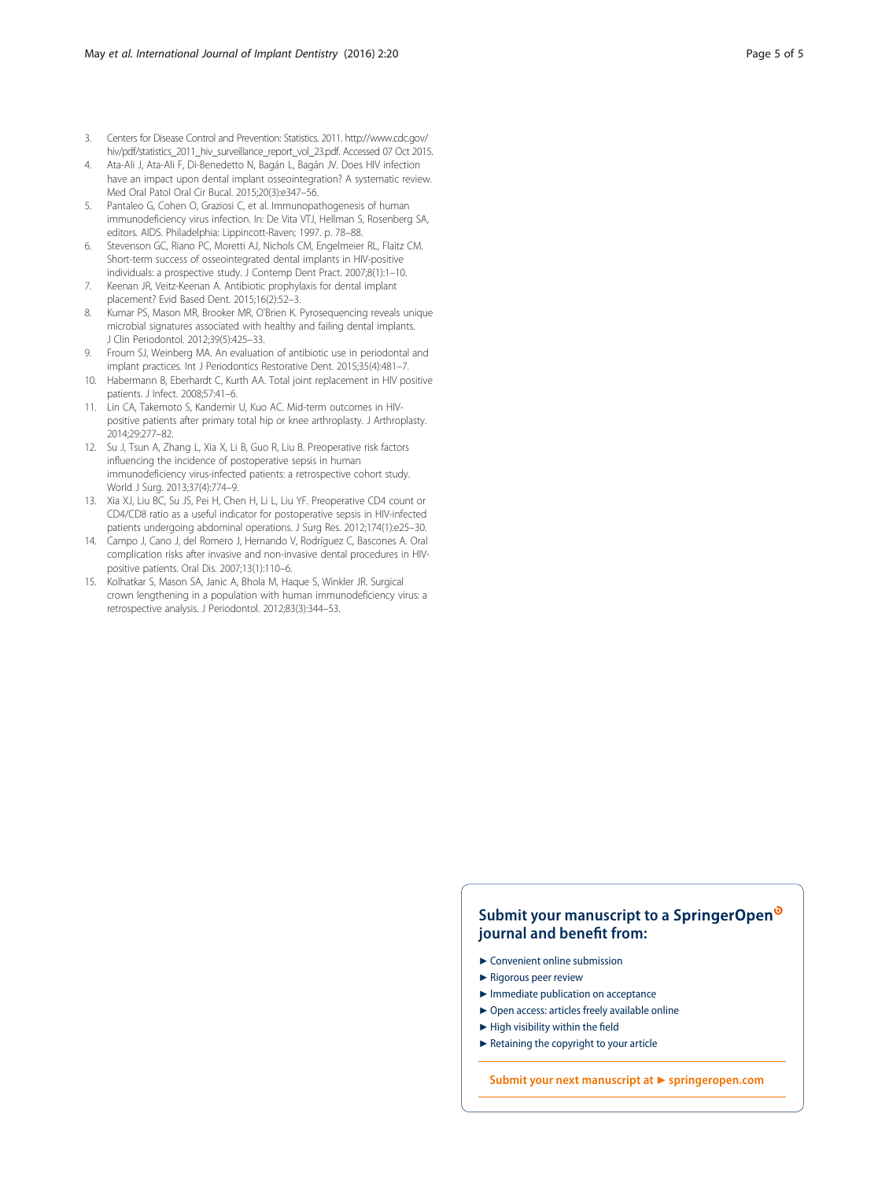3. Centers for Disease Control and Prevention: Statistics. 2011. http://www.cdc.gov/hiv/pdf/statistics_2011_hiv_surveillance_report_vol_23.pdf. Accessed 07 Oct 2015.
4. Ata-Ali J, Ata-Ali F, Di-Benedetto N, Bagán L, Bagán JV. Does HIV infection have an impact upon dental implant osseointegration? A systematic review. Med Oral Patol Oral Cir Bucal. 2015;20(3):e347–56.
5. Pantaleo G, Cohen O, Graziosi C, et al. Immunopathogenesis of human immunodeficiency virus infection. In: De Vita VTJ, Hellman S, Rosenberg SA, editors. AIDS. Philadelphia: Lippincott-Raven; 1997. p. 78–88.
6. Stevenson GC, Riano PC, Moretti AJ, Nichols CM, Engelmeier RL, Flaitz CM. Short-term success of osseointegrated dental implants in HIV-positive individuals: a prospective study. J Contemp Dent Pract. 2007;8(1):1–10.
7. Keenan JR, Veitz-Keenan A. Antibiotic prophylaxis for dental implant placement? Evid Based Dent. 2015;16(2):52–3.
8. Kumar PS, Mason MR, Brooker MR, O'Brien K. Pyrosequencing reveals unique microbial signatures associated with healthy and failing dental implants. J Clin Periodontol. 2012;39(5):425–33.
9. Froum SJ, Weinberg MA. An evaluation of antibiotic use in periodontal and implant practices. Int J Periodontics Restorative Dent. 2015;35(4):481–7.
10. Habermann B, Eberhardt C, Kurth AA. Total joint replacement in HIV positive patients. J Infect. 2008;57:41–6.
11. Lin CA, Takemoto S, Kandemir U, Kuo AC. Mid-term outcomes in HIV-positive patients after primary total hip or knee arthroplasty. J Arthroplasty. 2014;29:277–82.
12. Su J, Tsun A, Zhang L, Xia X, Li B, Guo R, Liu B. Preoperative risk factors influencing the incidence of postoperative sepsis in human immunodeficiency virus-infected patients: a retrospective cohort study. World J Surg. 2013;37(4):774–9.
13. Xia XJ, Liu BC, Su JS, Pei H, Chen H, Li L, Liu YF. Preoperative CD4 count or CD4/CD8 ratio as a useful indicator for postoperative sepsis in HIV-infected patients undergoing abdominal operations. J Surg Res. 2012;174(1):e25–30.
14. Campo J, Cano J, del Romero J, Hernando V, Rodríguez C, Bascones A. Oral complication risks after invasive and non-invasive dental procedures in HIV-positive patients. Oral Dis. 2007;13(1):110–6.
15. Kolhatkar S, Mason SA, Janic A, Bhola M, Haque S, Winkler JR. Surgical crown lengthening in a population with human immunodeficiency virus: a retrospective analysis. J Periodontol. 2012;83(3):344–53.

**Submit your manuscript to a SpringerOpen journal and benefit from:**

- ► Convenient online submission
- ► Rigorous peer review
- ► Immediate publication on acceptance
- ► Open access: articles freely available online
- ► High visibility within the field
- ► Retaining the copyright to your article

**Submit your next manuscript at ► springeropen.com**